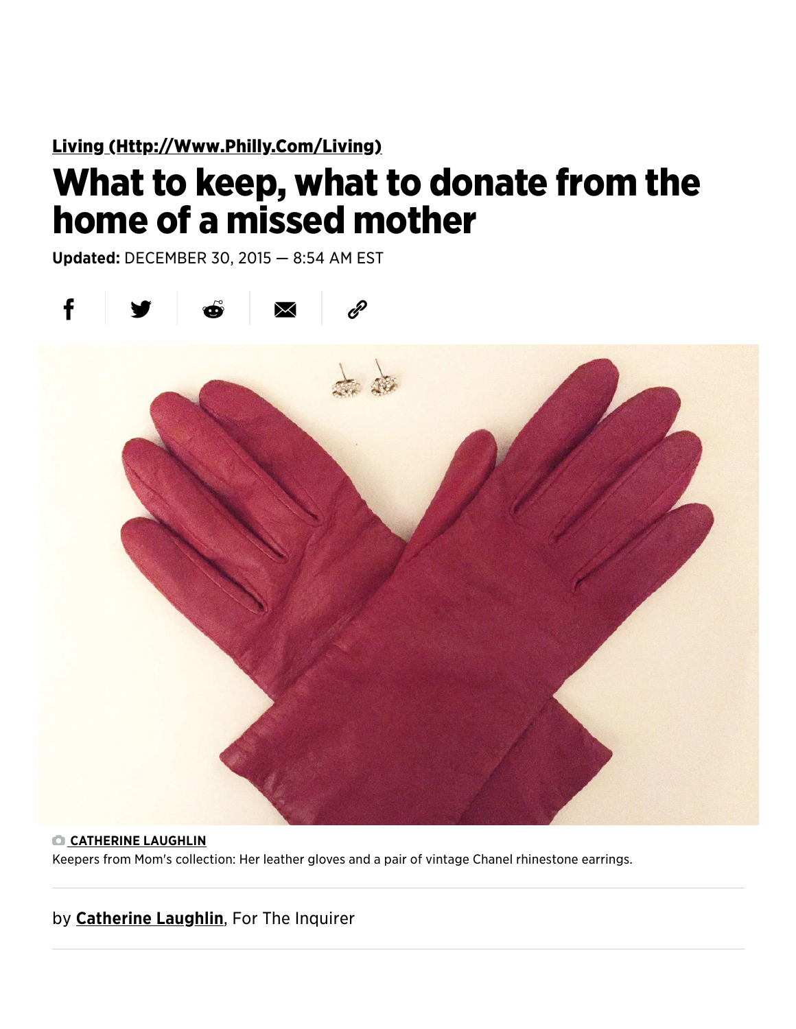[Living (Http://Www.Philly.Com/Living)](Http://Www.Philly.Com/Living)

# What to keep, what to donate from the home of a missed mother

**Updated:** DECEMBER 30, 2015 — 8:54 AM EST

CATHERINE LAUGHLIN

Keepers from Mom's collection: Her leather gloves and a pair of vintage Chanel rhinestone earrings.

by **Catherine Laughlin**, For The Inquirer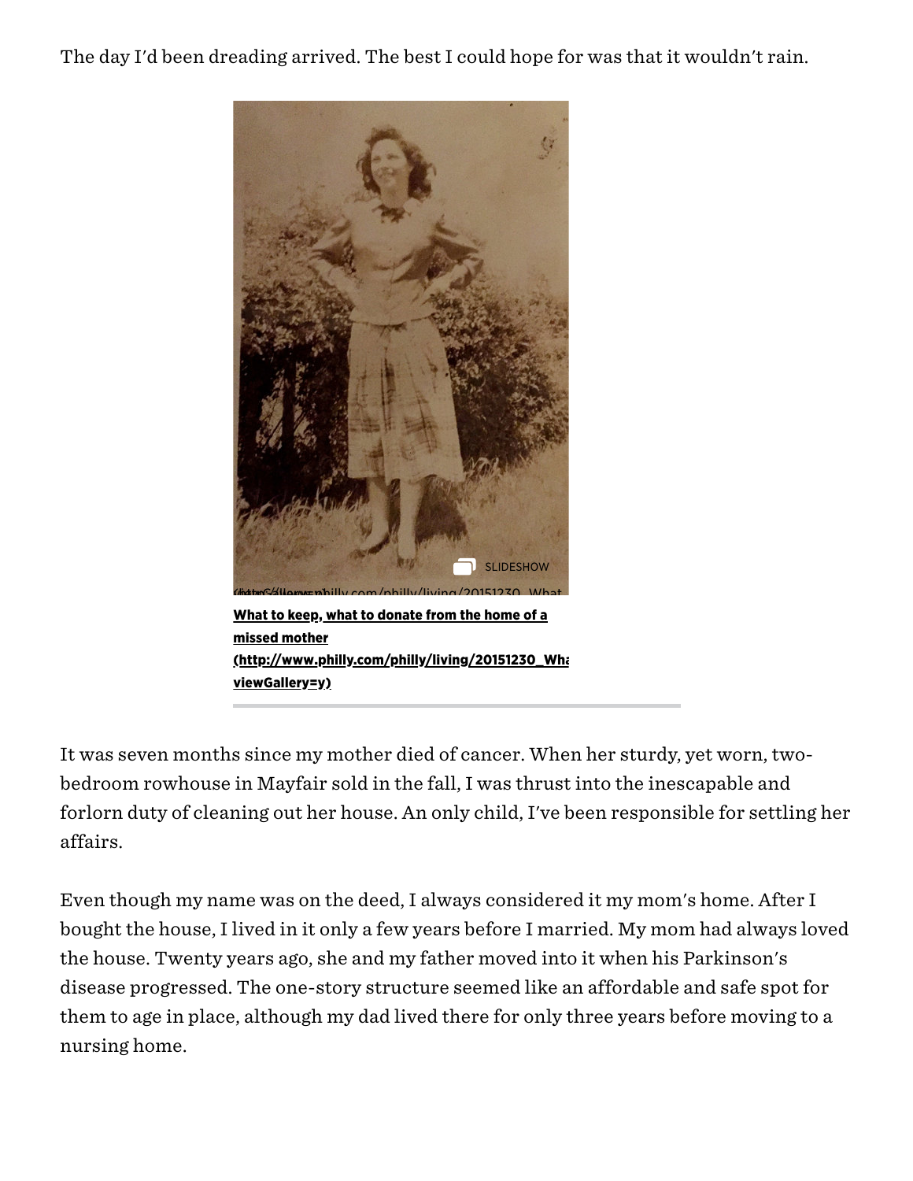The day I'd been dreading arrived. The best I could hope for was that it wouldn't rain.

SLIDESHOW

**What to keep, what to donate from the home of a missed mother (http://www.philly.com/philly/living/20151230_Wha viewGallery=y)**

It was seven months since my mother died of cancer. When her sturdy, yet worn, two-bedroom rowhouse in Mayfair sold in the fall, I was thrust into the inescapable and forlorn duty of cleaning out her house. An only child, I've been responsible for settling her affairs.

Even though my name was on the deed, I always considered it my mom's home. After I bought the house, I lived in it only a few years before I married. My mom had always loved the house. Twenty years ago, she and my father moved into it when his Parkinson's disease progressed. The one-story structure seemed like an affordable and safe spot for them to age in place, although my dad lived there for only three years before moving to a nursing home.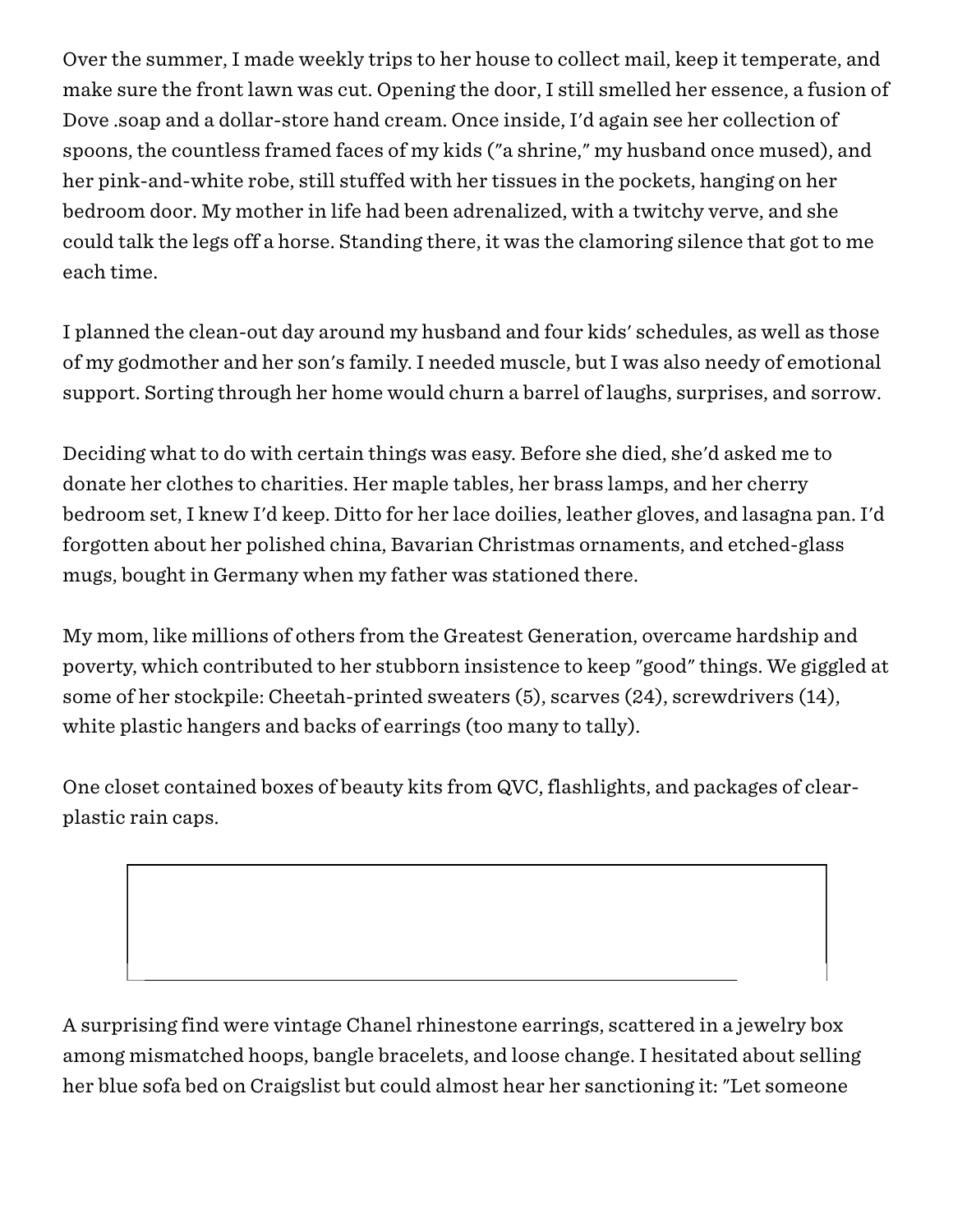Over the summer, I made weekly trips to her house to collect mail, keep it temperate, and make sure the front lawn was cut. Opening the door, I still smelled her essence, a fusion of Dove .soap and a dollar-store hand cream. Once inside, I'd again see her collection of spoons, the countless framed faces of my kids ("a shrine," my husband once mused), and her pink-and-white robe, still stuffed with her tissues in the pockets, hanging on her bedroom door. My mother in life had been adrenalized, with a twitchy verve, and she could talk the legs off a horse. Standing there, it was the clamoring silence that got to me each time.

I planned the clean-out day around my husband and four kids' schedules, as well as those of my godmother and her son's family. I needed muscle, but I was also needy of emotional support. Sorting through her home would churn a barrel of laughs, surprises, and sorrow.

Deciding what to do with certain things was easy. Before she died, she'd asked me to donate her clothes to charities. Her maple tables, her brass lamps, and her cherry bedroom set, I knew I'd keep. Ditto for her lace doilies, leather gloves, and lasagna pan. I'd forgotten about her polished china, Bavarian Christmas ornaments, and etched-glass mugs, bought in Germany when my father was stationed there.

My mom, like millions of others from the Greatest Generation, overcame hardship and poverty, which contributed to her stubborn insistence to keep "good" things. We giggled at some of her stockpile: Cheetah-printed sweaters (5), scarves (24), screwdrivers (14), white plastic hangers and backs of earrings (too many to tally).

One closet contained boxes of beauty kits from QVC, flashlights, and packages of clear-plastic rain caps.

A surprising find were vintage Chanel rhinestone earrings, scattered in a jewelry box among mismatched hoops, bangle bracelets, and loose change. I hesitated about selling her blue sofa bed on Craigslist but could almost hear her sanctioning it: "Let someone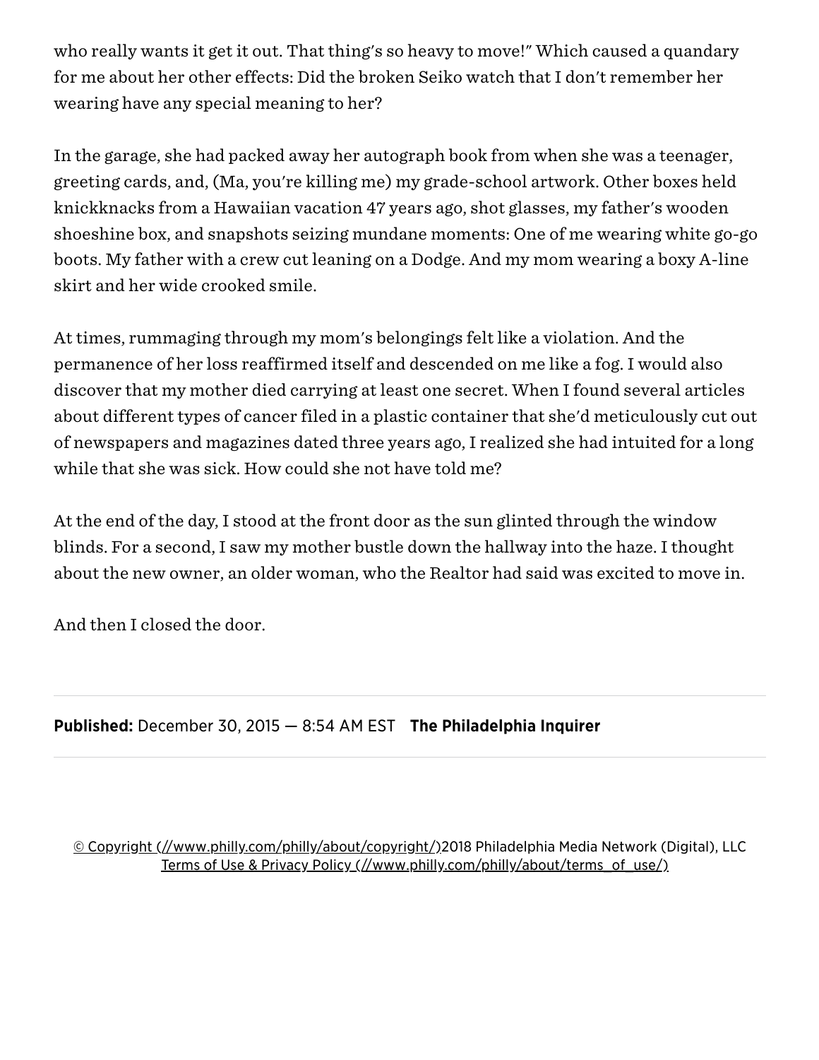who really wants it get it out. That thing's so heavy to move!" Which caused a quandary for me about her other effects: Did the broken Seiko watch that I don't remember her wearing have any special meaning to her?

In the garage, she had packed away her autograph book from when she was a teenager, greeting cards, and, (Ma, you're killing me) my grade-school artwork. Other boxes held knickknacks from a Hawaiian vacation 47 years ago, shot glasses, my father's wooden shoeshine box, and snapshots seizing mundane moments: One of me wearing white go-go boots. My father with a crew cut leaning on a Dodge. And my mom wearing a boxy A-line skirt and her wide crooked smile.

At times, rummaging through my mom's belongings felt like a violation. And the permanence of her loss reaffirmed itself and descended on me like a fog. I would also discover that my mother died carrying at least one secret. When I found several articles about different types of cancer filed in a plastic container that she'd meticulously cut out of newspapers and magazines dated three years ago, I realized she had intuited for a long while that she was sick. How could she not have told me?

At the end of the day, I stood at the front door as the sun glinted through the window blinds. For a second, I saw my mother bustle down the hallway into the haze. I thought about the new owner, an older woman, who the Realtor had said was excited to move in.

And then I closed the door.

**Published:** December 30, 2015 — 8:54 AM EST **The Philadelphia Inquirer**

© Copyright (//www.philly.com/philly/about/copyright/)2018 Philadelphia Media Network (Digital), LLC
Terms of Use & Privacy Policy (//www.philly.com/philly/about/terms_of_use/)